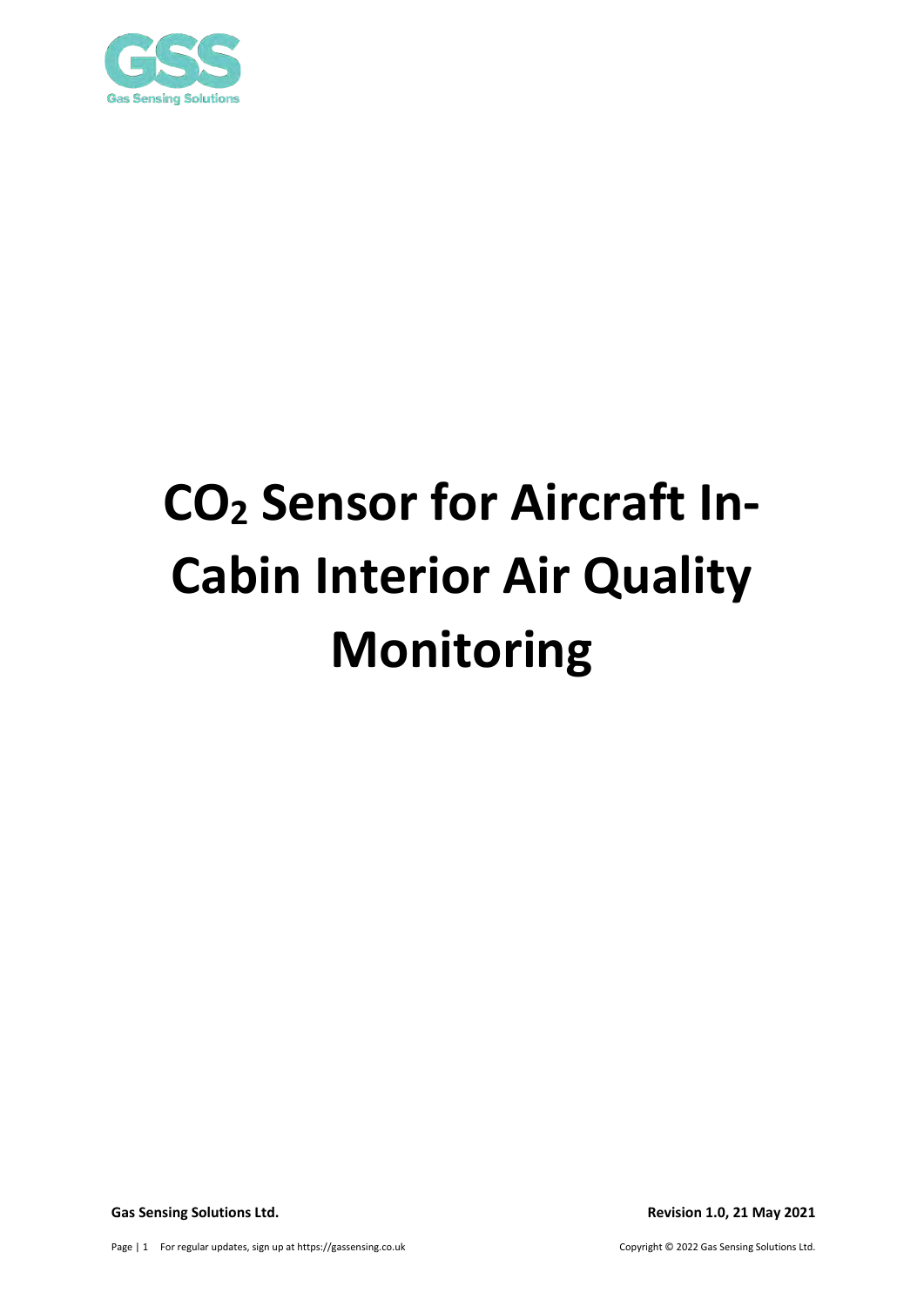# $CO_2$ Sensor for Aircraft In-Cabin Interior Air Quality Monitoring

**Gas Sensing Solutions Ltd.**

**Revision 1.0, 21 May 2021**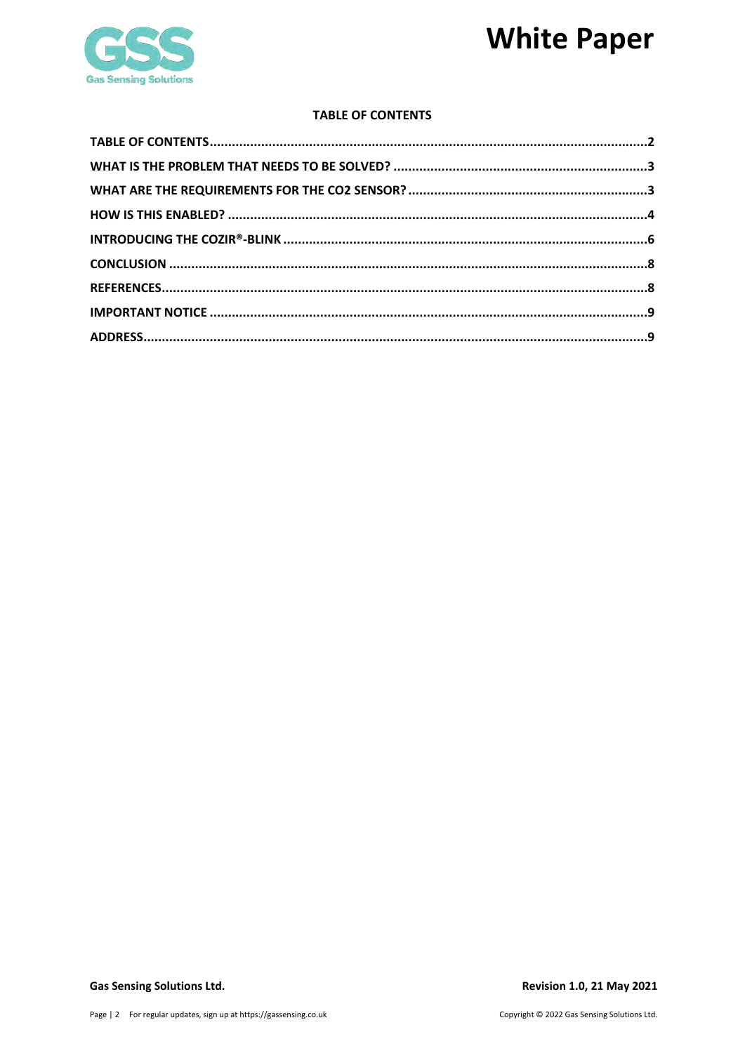## TABLE OF CONTENTS

- TABLE OF CONTENTS ..... 2
- WHAT IS THE PROBLEM THAT NEEDS TO BE SOLVED? ..... 3
- WHAT ARE THE REQUIREMENTS FOR THE CO2 SENSOR? ..... 3
- HOW IS THIS ENABLED? ..... 4
- INTRODUCING THE COZIR®-BLINK ..... 6
- CONCLUSION ..... 8
- REFERENCES ..... 8
- IMPORTANT NOTICE ..... 9
- ADDRESS ..... 9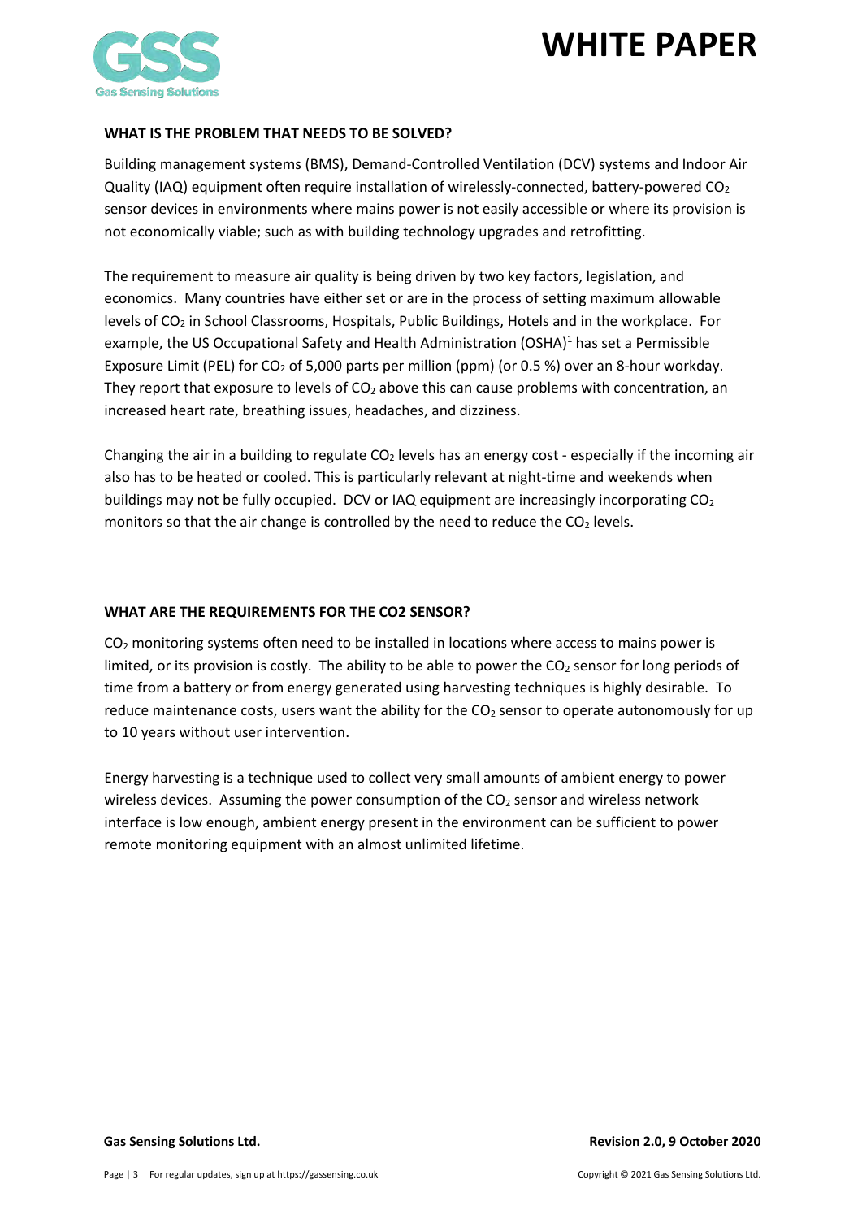## WHAT IS THE PROBLEM THAT NEEDS TO BE SOLVED?

Building management systems (BMS), Demand-Controlled Ventilation (DCV) systems and Indoor Air Quality (IAQ) equipment often require installation of wirelessly-connected, battery-powered $CO_2$ sensor devices in environments where mains power is not easily accessible or where its provision is not economically viable; such as with building technology upgrades and retrofitting.

The requirement to measure air quality is being driven by two key factors, legislation, and economics. Many countries have either set or are in the process of setting maximum allowable levels of $CO_2$ in School Classrooms, Hospitals, Public Buildings, Hotels and in the workplace. For example, the US Occupational Safety and Health Administration (OSHA)[1] has set a Permissible Exposure Limit (PEL) for $CO_2$ of 5,000 parts per million (ppm) (or 0.5 %) over an 8-hour workday. They report that exposure to levels of $CO_2$ above this can cause problems with concentration, an increased heart rate, breathing issues, headaches, and dizziness.

Changing the air in a building to regulate $CO_2$ levels has an energy cost - especially if the incoming air also has to be heated or cooled. This is particularly relevant at night-time and weekends when buildings may not be fully occupied. DCV or IAQ equipment are increasingly incorporating $CO_2$ monitors so that the air change is controlled by the need to reduce the $CO_2$ levels.

## WHAT ARE THE REQUIREMENTS FOR THE CO2 SENSOR?

$CO_2$ monitoring systems often need to be installed in locations where access to mains power is limited, or its provision is costly. The ability to be able to power the $CO_2$ sensor for long periods of time from a battery or from energy generated using harvesting techniques is highly desirable. To reduce maintenance costs, users want the ability for the $CO_2$ sensor to operate autonomously for up to 10 years without user intervention.

Energy harvesting is a technique used to collect very small amounts of ambient energy to power wireless devices. Assuming the power consumption of the $CO_2$ sensor and wireless network interface is low enough, ambient energy present in the environment can be sufficient to power remote monitoring equipment with an almost unlimited lifetime.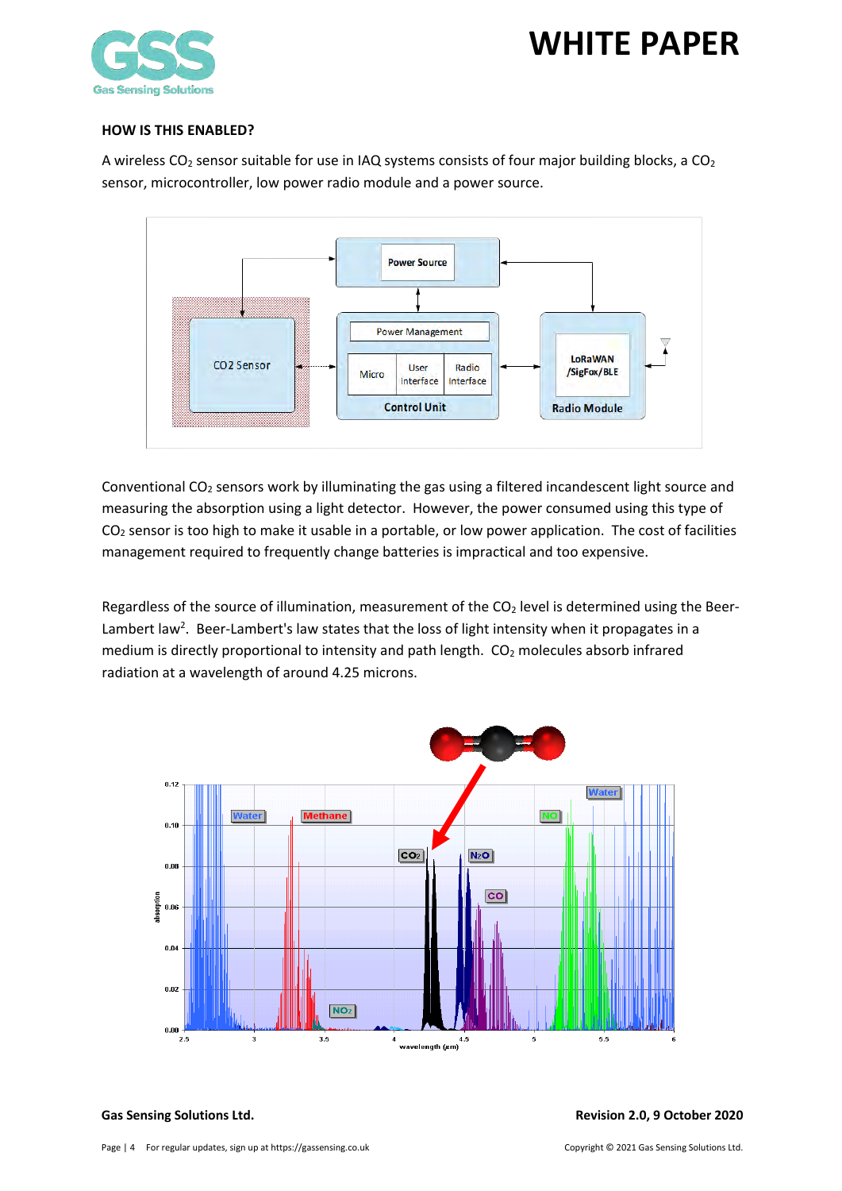## HOW IS THIS ENABLED?

A wireless $CO_2$ sensor suitable for use in IAQ systems consists of four major building blocks, a $CO_2$ sensor, microcontroller, low power radio module and a power source.

Conventional $CO_2$ sensors work by illuminating the gas using a filtered incandescent light source and measuring the absorption using a light detector. However, the power consumed using this type of $CO_2$ sensor is too high to make it usable in a portable, or low power application. The cost of facilities management required to frequently change batteries is impractical and too expensive.

Regardless of the source of illumination, measurement of the $CO_2$ level is determined using the Beer-Lambert law[2]. Beer-Lambert's law states that the loss of light intensity when it propagates in a medium is directly proportional to intensity and path length. $CO_2$ molecules absorb infrared radiation at a wavelength of around 4.25 microns.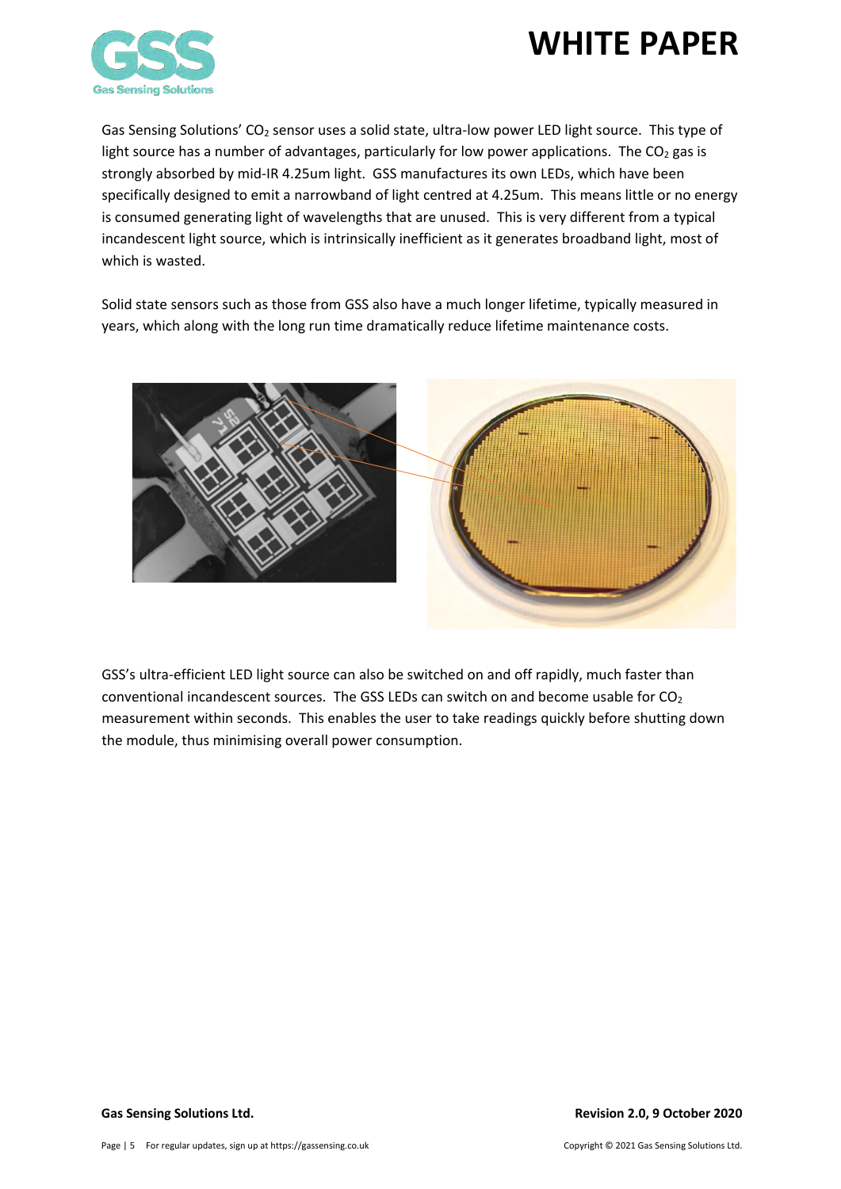Gas Sensing Solutions' $CO_2$ sensor uses a solid state, ultra-low power LED light source. This type of light source has a number of advantages, particularly for low power applications. The $CO_2$ gas is strongly absorbed by mid-IR 4.25um light. GSS manufactures its own LEDs, which have been specifically designed to emit a narrowband of light centred at 4.25um. This means little or no energy is consumed generating light of wavelengths that are unused. This is very different from a typical incandescent light source, which is intrinsically inefficient as it generates broadband light, most of which is wasted.

Solid state sensors such as those from GSS also have a much longer lifetime, typically measured in years, which along with the long run time dramatically reduce lifetime maintenance costs.

GSS's ultra-efficient LED light source can also be switched on and off rapidly, much faster than conventional incandescent sources. The GSS LEDs can switch on and become usable for $CO_2$ measurement within seconds. This enables the user to take readings quickly before shutting down the module, thus minimising overall power consumption.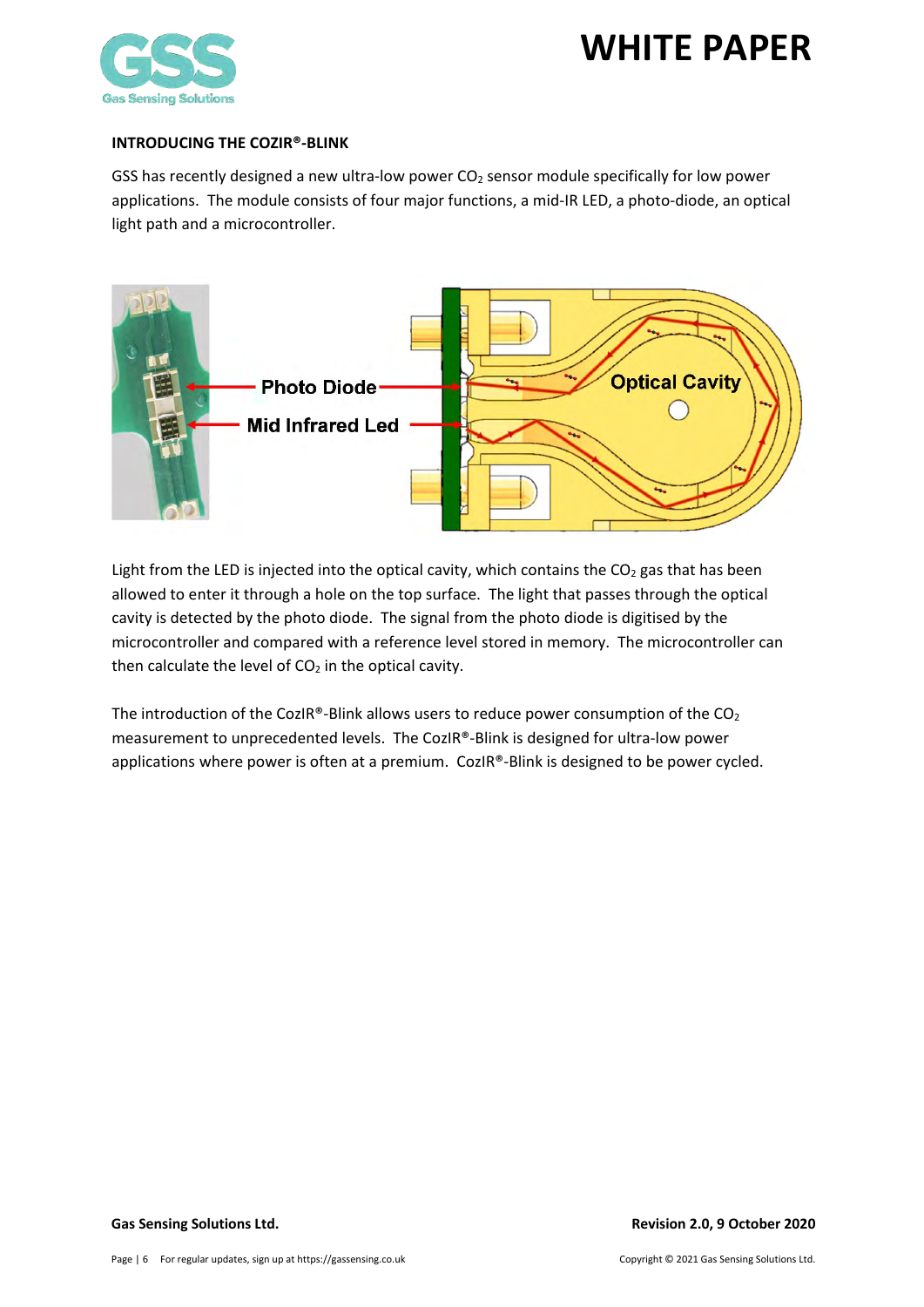## INTRODUCING THE COZIR®-BLINK

GSS has recently designed a new ultra-low power $CO_2$ sensor module specifically for low power applications. The module consists of four major functions, a mid-IR LED, a photo-diode, an optical light path and a microcontroller.

Photo Diode

Mid Infrared Led

Optical Cavity

Light from the LED is injected into the optical cavity, which contains the $CO_2$ gas that has been allowed to enter it through a hole on the top surface. The light that passes through the optical cavity is detected by the photo diode. The signal from the photo diode is digitised by the microcontroller and compared with a reference level stored in memory. The microcontroller can then calculate the level of $CO_2$ in the optical cavity.

The introduction of the CozIR®-Blink allows users to reduce power consumption of the $CO_2$ measurement to unprecedented levels. The CozIR®-Blink is designed for ultra-low power applications where power is often at a premium. CozIR®-Blink is designed to be power cycled.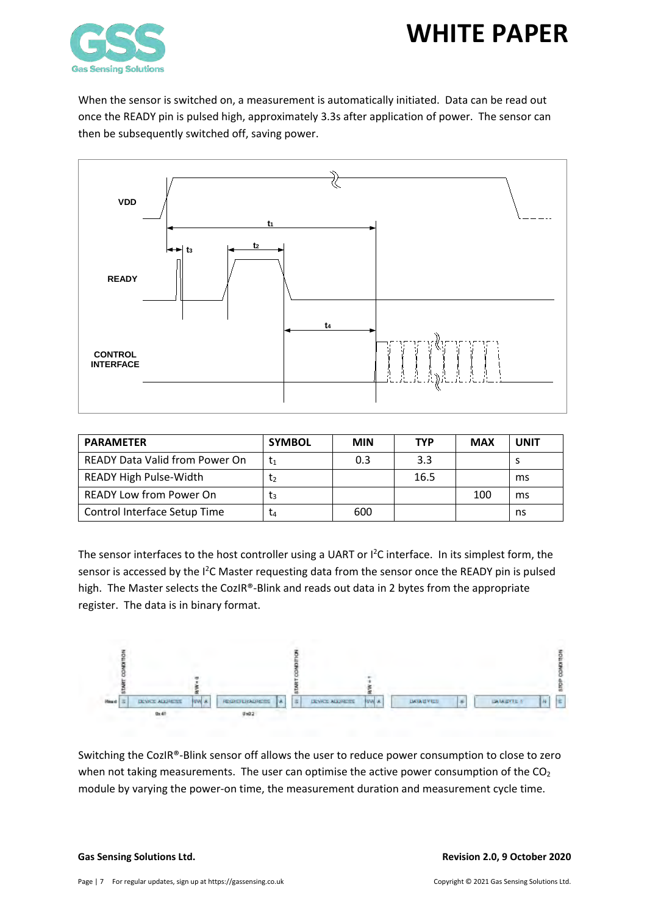When the sensor is switched on, a measurement is automatically initiated. Data can be read out once the READY pin is pulsed high, approximately 3.3s after application of power. The sensor can then be subsequently switched off, saving power.

| PARAMETER | SYMBOL | MIN | TYP | MAX | UNIT |
|---|---|---|---|---|---|
| READY Data Valid from Power On | $t_1$ | 0.3 | 3.3 | | s |
| READY High Pulse-Width | $t_2$ | | 16.5 | | ms |
| READY Low from Power On | $t_3$ | | | 100 | ms |
| Control Interface Setup Time | $t_4$ | 600 | | | ns |

The sensor interfaces to the host controller using a UART or I²C interface. In its simplest form, the sensor is accessed by the I²C Master requesting data from the sensor once the READY pin is pulsed high. The Master selects the CozIR®-Blink and reads out data in 2 bytes from the appropriate register. The data is in binary format.

Switching the CozIR®-Blink sensor off allows the user to reduce power consumption to close to zero when not taking measurements. The user can optimise the active power consumption of the $CO_2$ module by varying the power-on time, the measurement duration and measurement cycle time.

**Gas Sensing Solutions Ltd.** **Revision 2.0, 9 October 2020**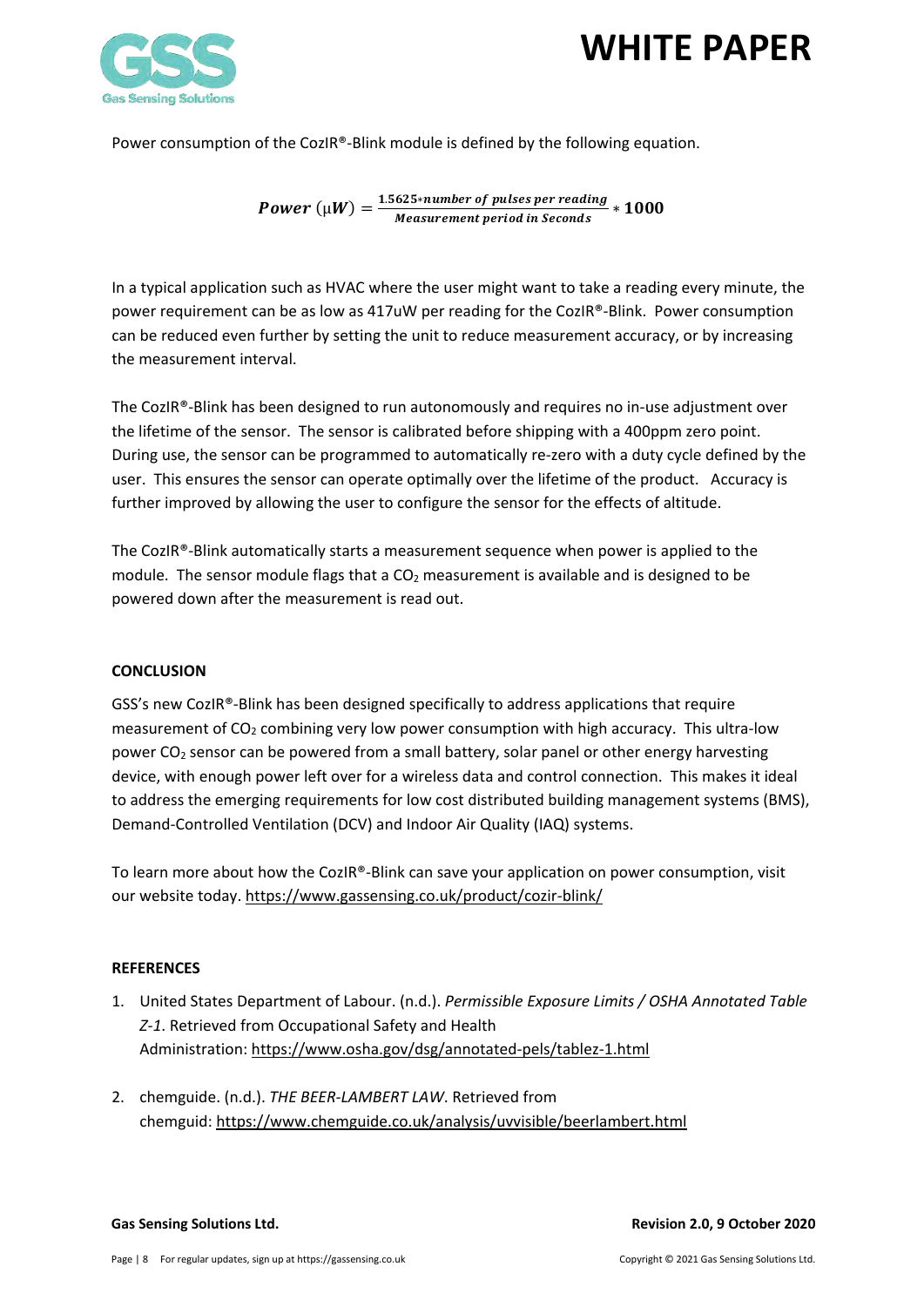Power consumption of the CozIR®-Blink module is defined by the following equation.

$$\boldsymbol{Power}\ (\mu W) = \frac{1.5625 * \boldsymbol{number\ of\ pulses\ per\ reading}}{\boldsymbol{Measurement\ period\ in\ Seconds}} * \mathbf{1000}$$

In a typical application such as HVAC where the user might want to take a reading every minute, the power requirement can be as low as 417uW per reading for the CozIR®-Blink. Power consumption can be reduced even further by setting the unit to reduce measurement accuracy, or by increasing the measurement interval.

The CozIR®-Blink has been designed to run autonomously and requires no in-use adjustment over the lifetime of the sensor. The sensor is calibrated before shipping with a 400ppm zero point. During use, the sensor can be programmed to automatically re-zero with a duty cycle defined by the user. This ensures the sensor can operate optimally over the lifetime of the product. Accuracy is further improved by allowing the user to configure the sensor for the effects of altitude.

The CozIR®-Blink automatically starts a measurement sequence when power is applied to the module. The sensor module flags that a $CO_2$ measurement is available and is designed to be powered down after the measurement is read out.

## CONCLUSION

GSS's new CozIR®-Blink has been designed specifically to address applications that require measurement of $CO_2$ combining very low power consumption with high accuracy. This ultra-low power $CO_2$ sensor can be powered from a small battery, solar panel or other energy harvesting device, with enough power left over for a wireless data and control connection. This makes it ideal to address the emerging requirements for low cost distributed building management systems (BMS), Demand-Controlled Ventilation (DCV) and Indoor Air Quality (IAQ) systems.

To learn more about how the CozIR®-Blink can save your application on power consumption, visit our website today. https://www.gassensing.co.uk/product/cozir-blink/

## REFERENCES

1. United States Department of Labour. (n.d.). *Permissible Exposure Limits / OSHA Annotated Table Z-1*. Retrieved from Occupational Safety and Health Administration: https://www.osha.gov/dsg/annotated-pels/tablez-1.html

2. chemguide. (n.d.). *THE BEER-LAMBERT LAW*. Retrieved from chemguid: https://www.chemguide.co.uk/analysis/uvvisible/beerlambert.html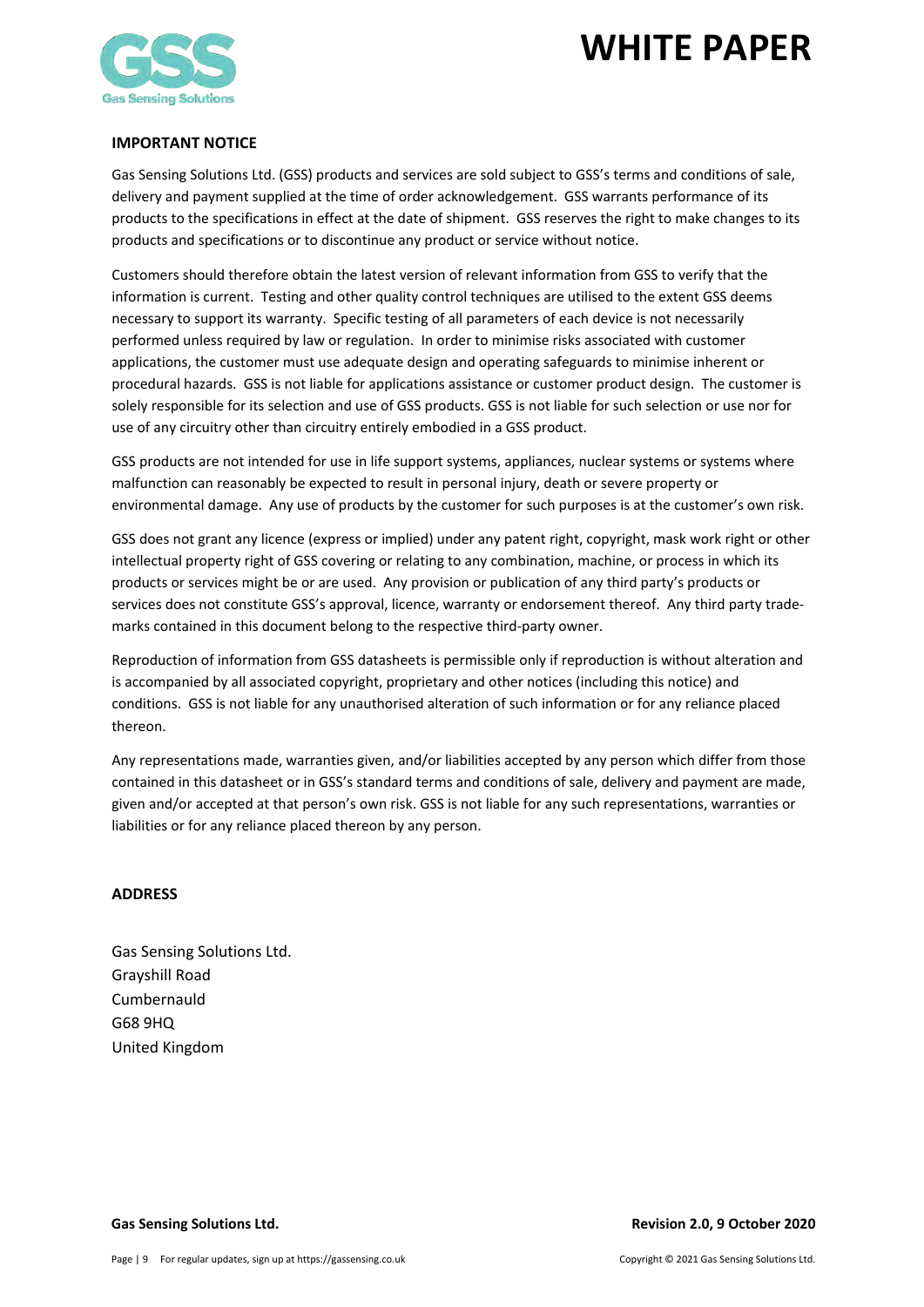**IMPORTANT NOTICE**

Gas Sensing Solutions Ltd. (GSS) products and services are sold subject to GSS's terms and conditions of sale, delivery and payment supplied at the time of order acknowledgement. GSS warrants performance of its products to the specifications in effect at the date of shipment. GSS reserves the right to make changes to its products and specifications or to discontinue any product or service without notice.

Customers should therefore obtain the latest version of relevant information from GSS to verify that the information is current. Testing and other quality control techniques are utilised to the extent GSS deems necessary to support its warranty. Specific testing of all parameters of each device is not necessarily performed unless required by law or regulation. In order to minimise risks associated with customer applications, the customer must use adequate design and operating safeguards to minimise inherent or procedural hazards. GSS is not liable for applications assistance or customer product design. The customer is solely responsible for its selection and use of GSS products. GSS is not liable for such selection or use nor for use of any circuitry other than circuitry entirely embodied in a GSS product.

GSS products are not intended for use in life support systems, appliances, nuclear systems or systems where malfunction can reasonably be expected to result in personal injury, death or severe property or environmental damage. Any use of products by the customer for such purposes is at the customer's own risk.

GSS does not grant any licence (express or implied) under any patent right, copyright, mask work right or other intellectual property right of GSS covering or relating to any combination, machine, or process in which its products or services might be or are used. Any provision or publication of any third party's products or services does not constitute GSS's approval, licence, warranty or endorsement thereof. Any third party trade-marks contained in this document belong to the respective third-party owner.

Reproduction of information from GSS datasheets is permissible only if reproduction is without alteration and is accompanied by all associated copyright, proprietary and other notices (including this notice) and conditions. GSS is not liable for any unauthorised alteration of such information or for any reliance placed thereon.

Any representations made, warranties given, and/or liabilities accepted by any person which differ from those contained in this datasheet or in GSS's standard terms and conditions of sale, delivery and payment are made, given and/or accepted at that person's own risk. GSS is not liable for any such representations, warranties or liabilities or for any reliance placed thereon by any person.

**ADDRESS**

Gas Sensing Solutions Ltd.
Grayshill Road
Cumbernauld
G68 9HQ
United Kingdom